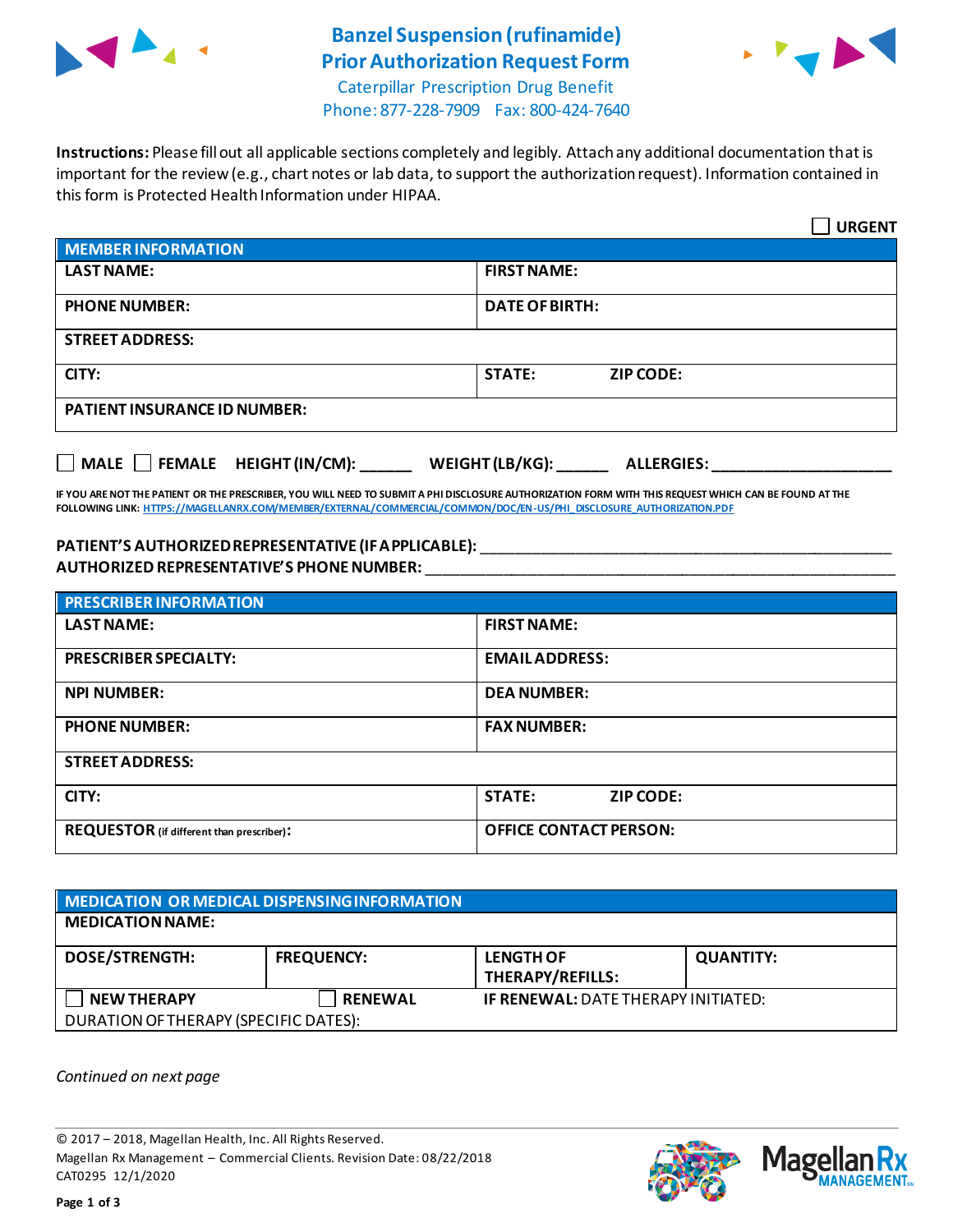# Banzel Suspension (rufinamide)
# Prior Authorization Request Form

Caterpillar Prescription Drug Benefit
Phone: 877-228-7909 Fax: 800-424-7640

**Instructions:** Please fill out all applicable sections completely and legibly. Attach any additional documentation that is important for the review (e.g., chart notes or lab data, to support the authorization request). Information contained in this form is Protected Health Information under HIPAA.

☐ **URGENT**

| **MEMBER INFORMATION** | |
|---|---|
| **LAST NAME:** | **FIRST NAME:** |
| **PHONE NUMBER:** | **DATE OF BIRTH:** |
| **STREET ADDRESS:** | |
| **CITY:** | **STATE:** **ZIP CODE:** |
| **PATIENT INSURANCE ID NUMBER:** | |

☐ **MALE** ☐ **FEMALE** **HEIGHT (IN/CM):** ______ **WEIGHT (LB/KG):** ______ **ALLERGIES:** ____________________

**IF YOU ARE NOT THE PATIENT OR THE PRESCRIBER, YOU WILL NEED TO SUBMIT A PHI DISCLOSURE AUTHORIZATION FORM WITH THIS REQUEST WHICH CAN BE FOUND AT THE FOLLOWING LINK:** HTTPS://MAGELLANRX.COM/MEMBER/EXTERNAL/COMMERCIAL/COMMON/DOC/EN-US/PHI_DISCLOSURE_AUTHORIZATION.PDF

**PATIENT'S AUTHORIZED REPRESENTATIVE (IF APPLICABLE):** ____________________________________________
**AUTHORIZED REPRESENTATIVE'S PHONE NUMBER:** ____________________________________________

| **PRESCRIBER INFORMATION** | |
|---|---|
| **LAST NAME:** | **FIRST NAME:** |
| **PRESCRIBER SPECIALTY:** | **EMAIL ADDRESS:** |
| **NPI NUMBER:** | **DEA NUMBER:** |
| **PHONE NUMBER:** | **FAX NUMBER:** |
| **STREET ADDRESS:** | |
| **CITY:** | **STATE:** **ZIP CODE:** |
| **REQUESTOR** (if different than prescriber)**:** | **OFFICE CONTACT PERSON:** |

| **MEDICATION OR MEDICAL DISPENSING INFORMATION** | | | |
|---|---|---|---|
| **MEDICATION NAME:** | | | |
| **DOSE/STRENGTH:** | **FREQUENCY:** | **LENGTH OF THERAPY/REFILLS:** | **QUANTITY:** |
| ☐ **NEW THERAPY** | ☐ **RENEWAL** | **IF RENEWAL:** DATE THERAPY INITIATED: | |
| DURATION OF THERAPY (SPECIFIC DATES): | | | |

*Continued on next page*

© 2017 – 2018, Magellan Health, Inc. All Rights Reserved.
Magellan Rx Management – Commercial Clients. Revision Date: 08/22/2018
CAT0295 12/1/2020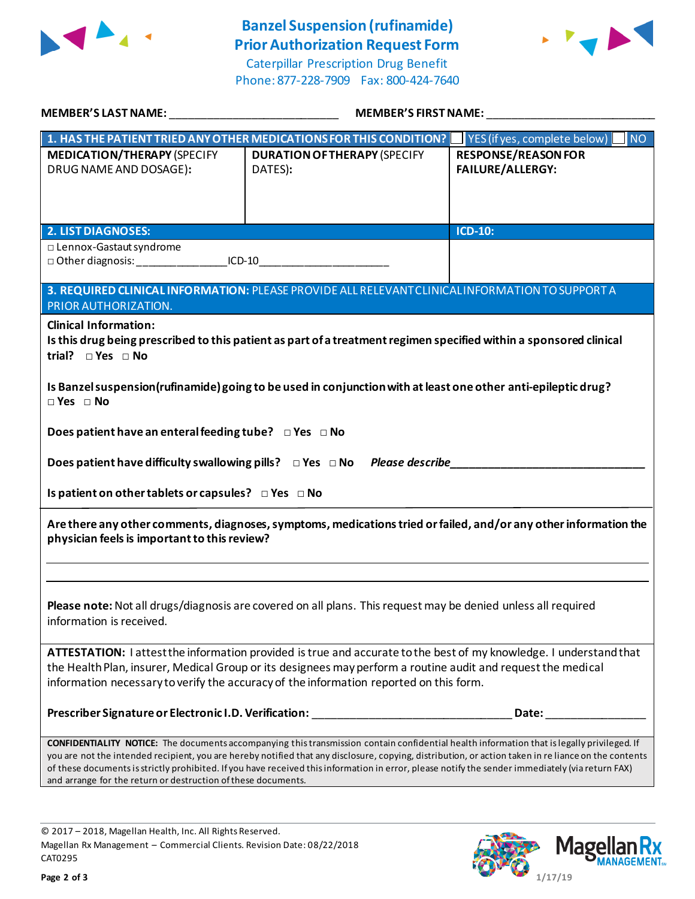# Banzel Suspension (rufinamide) Prior Authorization Request Form

Caterpillar Prescription Drug Benefit
Phone: 877-228-7909 Fax: 800-424-7640

**MEMBER'S LAST NAME:** ___________________________ **MEMBER'S FIRST NAME:** ___________________________

| **1. HAS THE PATIENT TRIED ANY OTHER MEDICATIONS FOR THIS CONDITION?** | | ☐ YES (if yes, complete below) ☐ NO |
|---|---|---|
| **MEDICATION/THERAPY** (SPECIFY DRUG NAME AND DOSAGE): | **DURATION OF THERAPY** (SPECIFY DATES): | **RESPONSE/REASON FOR FAILURE/ALLERGY:** |
| | | |

| **2. LIST DIAGNOSES:** | **ICD-10:** |
|---|---|
| □ Lennox-Gastaut syndrome<br>□ Other diagnosis: _______________ICD-10_____________________ | |

**3. REQUIRED CLINICAL INFORMATION:** PLEASE PROVIDE ALL RELEVANT CLINICAL INFORMATION TO SUPPORT A PRIOR AUTHORIZATION.

**Clinical Information:**

**Is this drug being prescribed to this patient as part of a treatment regimen specified within a sponsored clinical trial?** □ **Yes** □ **No**

**Is Banzel suspension (rufinamide) going to be used in conjunction with at least one other anti-epileptic drug?**
□ **Yes** □ **No**

**Does patient have an enteral feeding tube?** □ **Yes** □ **No**

**Does patient have difficulty swallowing pills?** □ **Yes** □ **No** ***Please describe***_______________________________

**Is patient on other tablets or capsules?** □ **Yes** □ **No**

**Are there any other comments, diagnoses, symptoms, medications tried or failed, and/or any other information the physician feels is important to this review?**

_______________________________________________________________

_______________________________________________________________

**Please note:** Not all drugs/diagnosis are covered on all plans. This request may be denied unless all required information is received.

**ATTESTATION:** I attest the information provided is true and accurate to the best of my knowledge. I understand that the Health Plan, insurer, Medical Group or its designees may perform a routine audit and request the medical information necessary to verify the accuracy of the information reported on this form.

**Prescriber Signature or Electronic I.D. Verification:** _______________________________ **Date:** ________________

**CONFIDENTIALITY NOTICE:** The documents accompanying this transmission contain confidential health information that is legally privileged. If you are not the intended recipient, you are hereby notified that any disclosure, copying, distribution, or action taken in reliance on the contents of these documents is strictly prohibited. If you have received this information in error, please notify the sender immediately (via return FAX) and arrange for the return or destruction of these documents.

© 2017 – 2018, Magellan Health, Inc. All Rights Reserved.
Magellan Rx Management – Commercial Clients. Revision Date: 08/22/2018
CAT0295

1/17/19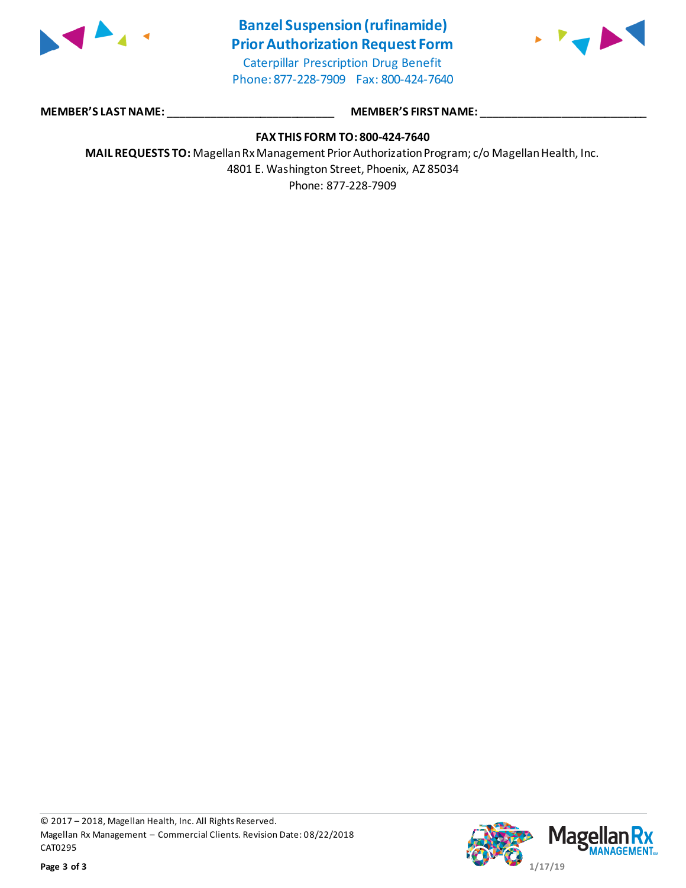# Banzel Suspension (rufinamide)
# Prior Authorization Request Form

Caterpillar Prescription Drug Benefit

Phone: 877-228-7909 Fax: 800-424-7640

**MEMBER'S LAST NAME:** ___________________________ **MEMBER'S FIRST NAME:** ___________________________

**FAX THIS FORM TO: 800-424-7640**

**MAIL REQUESTS TO:** Magellan Rx Management Prior Authorization Program; c/o Magellan Health, Inc.
4801 E. Washington Street, Phoenix, AZ 85034
Phone: 877-228-7909

© 2017 – 2018, Magellan Health, Inc. All Rights Reserved.
Magellan Rx Management – Commercial Clients. Revision Date: 08/22/2018
CAT0295

1/17/19